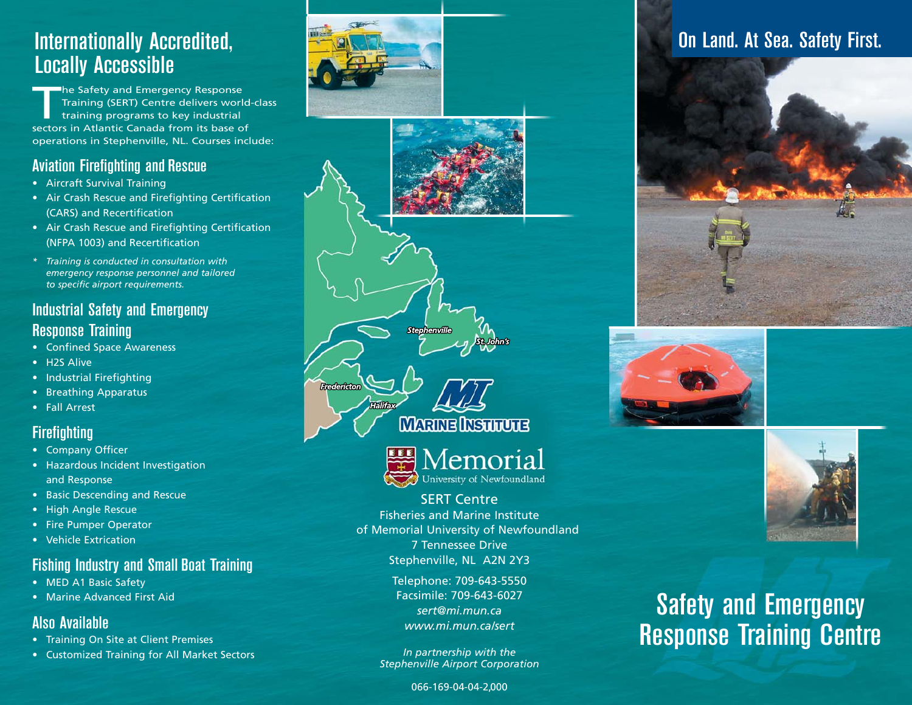# Internationally Accredited, Locally Accessible

The Safety and Emergency Response Training (SERT) Centre delivers world-class training programs to key industrial sectors in Atlantic Canada from its base of operations in Stephenville, NL. Courses include:

## Aviation Firefighting and Rescue

- Aircraft Survival Training
- Air Crash Rescue and Firefighting Certification (CARS) and Recertification
- Air Crash Rescue and Firefighting Certification (NFPA 1003) and Recertification

*\* Training is conducted in consultation with emergency response personnel and tailored to specific airport requirements.*

## Industrial Safety and Emergency Response Training

- Confined Space Awareness
- H2S Alive
- Industrial Firefighting
- Breathing Apparatus
- Fall Arrest

## Firefighting

- Company Officer
- Hazardous Incident Investigation and Response
- Basic Descending and Rescue
- High Angle Rescue
- Fire Pumper Operator
- Vehicle Extrication

## Fishing Industry and Small Boat Training

- MED A1 Basic Safety
- Marine Advanced First Aid

## Also Available

- Training On Site at Client Premises
- Customized Training for All Market Sectors

Stephenville
St. John's
Fredericton
Halifax

MARINE INSTITUTE

Memorial University of Newfoundland

SERT Centre
Fisheries and Marine Institute
of Memorial University of Newfoundland
7 Tennessee Drive
Stephenville, NL A2N 2Y3

Telephone: 709-643-5550
Facsimile: 709-643-6027
*sert@mi.mun.ca*
*www.mi.mun.ca/sert*

*In partnership with the Stephenville Airport Corporation*

066-169-04-04-2,000

## On Land. At Sea. Safety First.

# Safety and Emergency Response Training Centre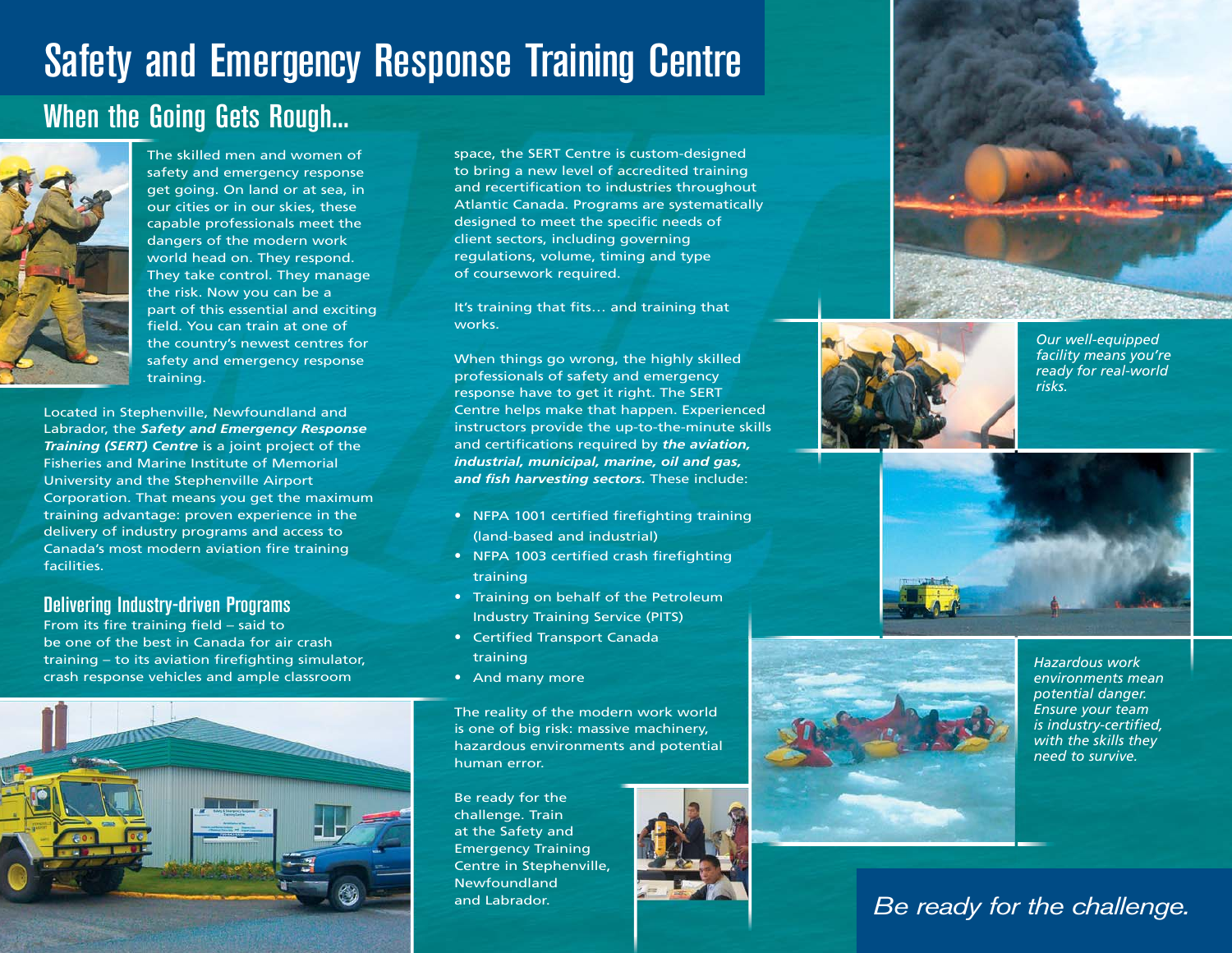# Safety and Emergency Response Training Centre

## When the Going Gets Rough...

The skilled men and women of safety and emergency response get going. On land or at sea, in our cities or in our skies, these capable professionals meet the dangers of the modern work world head on. They respond. They take control. They manage the risk. Now you can be a part of this essential and exciting field. You can train at one of the country's newest centres for safety and emergency response training.

Located in Stephenville, Newfoundland and Labrador, the ***Safety and Emergency Response Training (SERT) Centre*** is a joint project of the Fisheries and Marine Institute of Memorial University and the Stephenville Airport Corporation. That means you get the maximum training advantage: proven experience in the delivery of industry programs and access to Canada's most modern aviation fire training facilities.

### Delivering Industry-driven Programs

From its fire training field – said to be one of the best in Canada for air crash training – to its aviation firefighting simulator, crash response vehicles and ample classroom space, the SERT Centre is custom-designed to bring a new level of accredited training and recertification to industries throughout Atlantic Canada. Programs are systematically designed to meet the specific needs of client sectors, including governing regulations, volume, timing and type of coursework required.

It's training that fits… and training that works.

When things go wrong, the highly skilled professionals of safety and emergency response have to get it right. The SERT Centre helps make that happen. Experienced instructors provide the up-to-the-minute skills and certifications required by ***the aviation, industrial, municipal, marine, oil and gas, and fish harvesting sectors.*** These include:

- NFPA 1001 certified firefighting training (land-based and industrial)
- NFPA 1003 certified crash firefighting training
- Training on behalf of the Petroleum Industry Training Service (PITS)
- Certified Transport Canada training
- And many more

The reality of the modern work world is one of big risk: massive machinery, hazardous environments and potential human error.

Be ready for the challenge. Train at the Safety and Emergency Training Centre in Stephenville, Newfoundland and Labrador.

*Our well-equipped facility means you're ready for real-world risks.*

*Hazardous work environments mean potential danger. Ensure your team is industry-certified, with the skills they need to survive.*

*Be ready for the challenge.*